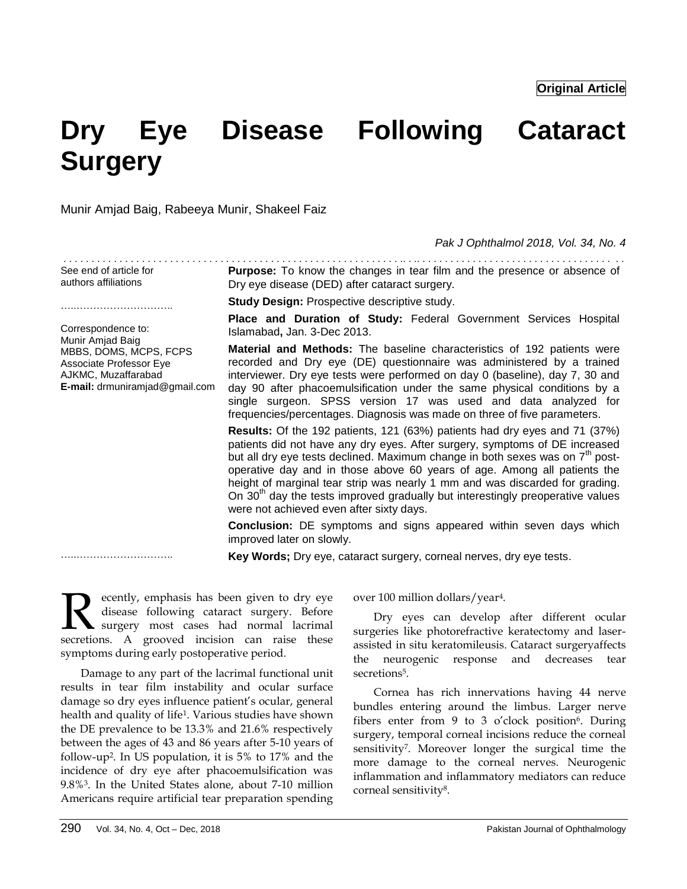**Original Article**

# Dry Eye Disease Following Cataract Surgery

Munir Amjad Baig, Rabeeya Munir, Shakeel Faiz

*Pak J Ophthalmol 2018, Vol. 34, No. 4*

See end of article for authors affiliations

Correspondence to:
Munir Amjad Baig
MBBS, DOMS, MCPS, FCPS
Associate Professor Eye
AJKMC, Muzaffarabad
**E-mail:** drmuniramjad@gmail.com

**Purpose:** To know the changes in tear film and the presence or absence of Dry eye disease (DED) after cataract surgery.

**Study Design:** Prospective descriptive study.

**Place and Duration of Study:** Federal Government Services Hospital Islamabad**,** Jan. 3-Dec 2013.

**Material and Methods:** The baseline characteristics of 192 patients were recorded and Dry eye (DE) questionnaire was administered by a trained interviewer. Dry eye tests were performed on day 0 (baseline), day 7, 30 and day 90 after phacoemulsification under the same physical conditions by a single surgeon. SPSS version 17 was used and data analyzed for frequencies/percentages. Diagnosis was made on three of five parameters.

**Results:** Of the 192 patients, 121 (63%) patients had dry eyes and 71 (37%) patients did not have any dry eyes. After surgery, symptoms of DE increased but all dry eye tests declined. Maximum change in both sexes was on 7$^{th}$ post-operative day and in those above 60 years of age. Among all patients the height of marginal tear strip was nearly 1 mm and was discarded for grading. On 30$^{th}$ day the tests improved gradually but interestingly preoperative values were not achieved even after sixty days.

**Conclusion:** DE symptoms and signs appeared within seven days which improved later on slowly.

**Key Words;** Dry eye, cataract surgery, corneal nerves, dry eye tests.

Recently, emphasis has been given to dry eye disease following cataract surgery. Before surgery most cases had normal lacrimal secretions. A grooved incision can raise these symptoms during early postoperative period.

Damage to any part of the lacrimal functional unit results in tear film instability and ocular surface damage so dry eyes influence patient's ocular, general health and quality of life[1]. Various studies have shown the DE prevalence to be 13.3% and 21.6% respectively between the ages of 43 and 86 years after 5-10 years of follow-up[2]. In US population, it is 5% to 17% and the incidence of dry eye after phacoemulsification was 9.8%[3]. In the United States alone, about 7-10 million Americans require artificial tear preparation spending over 100 million dollars/year[4].

Dry eyes can develop after different ocular surgeries like photorefractive keratectomy and laser-assisted in situ keratomileusis. Cataract surgeryaffects the neurogenic response and decreases tear secretions[5].

Cornea has rich innervations having 44 nerve bundles entering around the limbus. Larger nerve fibers enter from 9 to 3 o'clock position[6]. During surgery, temporal corneal incisions reduce the corneal sensitivity[7]. Moreover longer the surgical time the more damage to the corneal nerves. Neurogenic inflammation and inflammatory mediators can reduce corneal sensitivity[8].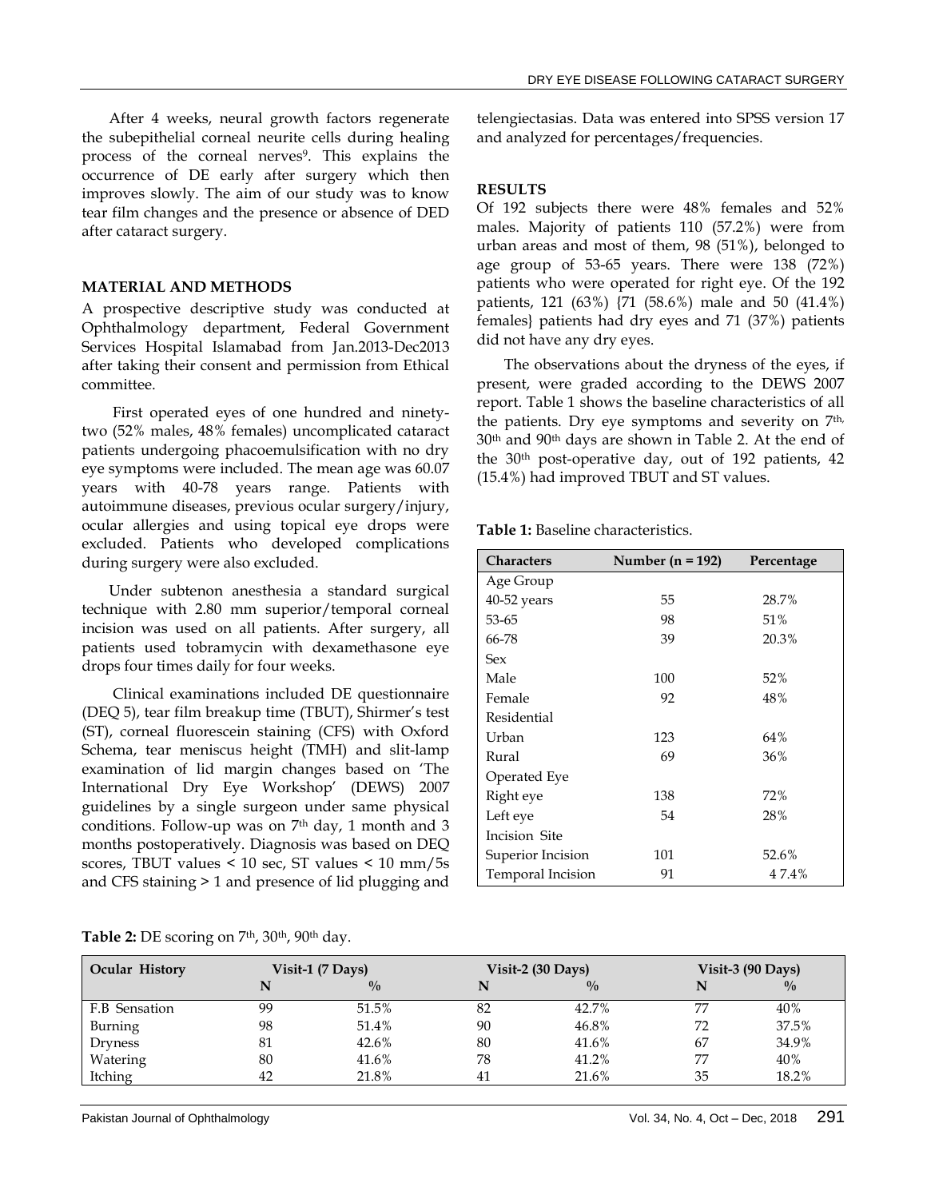After 4 weeks, neural growth factors regenerate the subepithelial corneal neurite cells during healing process of the corneal nerves[9]. This explains the occurrence of DE early after surgery which then improves slowly. The aim of our study was to know tear film changes and the presence or absence of DED after cataract surgery.

## MATERIAL AND METHODS

A prospective descriptive study was conducted at Ophthalmology department, Federal Government Services Hospital Islamabad from Jan.2013-Dec2013 after taking their consent and permission from Ethical committee.

First operated eyes of one hundred and ninety-two (52% males, 48% females) uncomplicated cataract patients undergoing phacoemulsification with no dry eye symptoms were included. The mean age was 60.07 years with 40-78 years range. Patients with autoimmune diseases, previous ocular surgery/injury, ocular allergies and using topical eye drops were excluded. Patients who developed complications during surgery were also excluded.

Under subtenon anesthesia a standard surgical technique with 2.80 mm superior/temporal corneal incision was used on all patients. After surgery, all patients used tobramycin with dexamethasone eye drops four times daily for four weeks.

Clinical examinations included DE questionnaire (DEQ 5), tear film breakup time (TBUT), Shirmer's test (ST), corneal fluorescein staining (CFS) with Oxford Schema, tear meniscus height (TMH) and slit-lamp examination of lid margin changes based on 'The International Dry Eye Workshop' (DEWS) 2007 guidelines by a single surgeon under same physical conditions. Follow-up was on 7th day, 1 month and 3 months postoperatively. Diagnosis was based on DEQ scores, TBUT values < 10 sec, ST values < 10 mm/5s and CFS staining > 1 and presence of lid plugging and telengiectasias. Data was entered into SPSS version 17 and analyzed for percentages/frequencies.

## RESULTS

Of 192 subjects there were 48% females and 52% males. Majority of patients 110 (57.2%) were from urban areas and most of them, 98 (51%), belonged to age group of 53-65 years. There were 138 (72%) patients who were operated for right eye. Of the 192 patients, 121 (63%) {71 (58.6%) male and 50 (41.4%) females} patients had dry eyes and 71 (37%) patients did not have any dry eyes.

The observations about the dryness of the eyes, if present, were graded according to the DEWS 2007 report. Table 1 shows the baseline characteristics of all the patients. Dry eye symptoms and severity on 7th, 30th and 90th days are shown in Table 2. At the end of the 30th post-operative day, out of 192 patients, 42 (15.4%) had improved TBUT and ST values.

**Table 1:** Baseline characteristics.

| Characters | Number (n = 192) | Percentage |
|---|---|---|
| Age Group | | |
| 40-52 years | 55 | 28.7% |
| 53-65 | 98 | 51% |
| 66-78 | 39 | 20.3% |
| Sex | | |
| Male | 100 | 52% |
| Female | 92 | 48% |
| Residential | | |
| Urban | 123 | 64% |
| Rural | 69 | 36% |
| Operated Eye | | |
| Right eye | 138 | 72% |
| Left eye | 54 | 28% |
| Incision Site | | |
| Superior Incision | 101 | 52.6% |
| Temporal Incision | 91 | 47.4% |

**Table 2:** DE scoring on 7th, 30th, 90th day.

| Ocular History | Visit-1 (7 Days) | | Visit-2 (30 Days) | | Visit-3 (90 Days) | |
|---|---|---|---|---|---|---|
| | N | % | N | % | N | % |
| F.B Sensation | 99 | 51.5% | 82 | 42.7% | 77 | 40% |
| Burning | 98 | 51.4% | 90 | 46.8% | 72 | 37.5% |
| Dryness | 81 | 42.6% | 80 | 41.6% | 67 | 34.9% |
| Watering | 80 | 41.6% | 78 | 41.2% | 77 | 40% |
| Itching | 42 | 21.8% | 41 | 21.6% | 35 | 18.2% |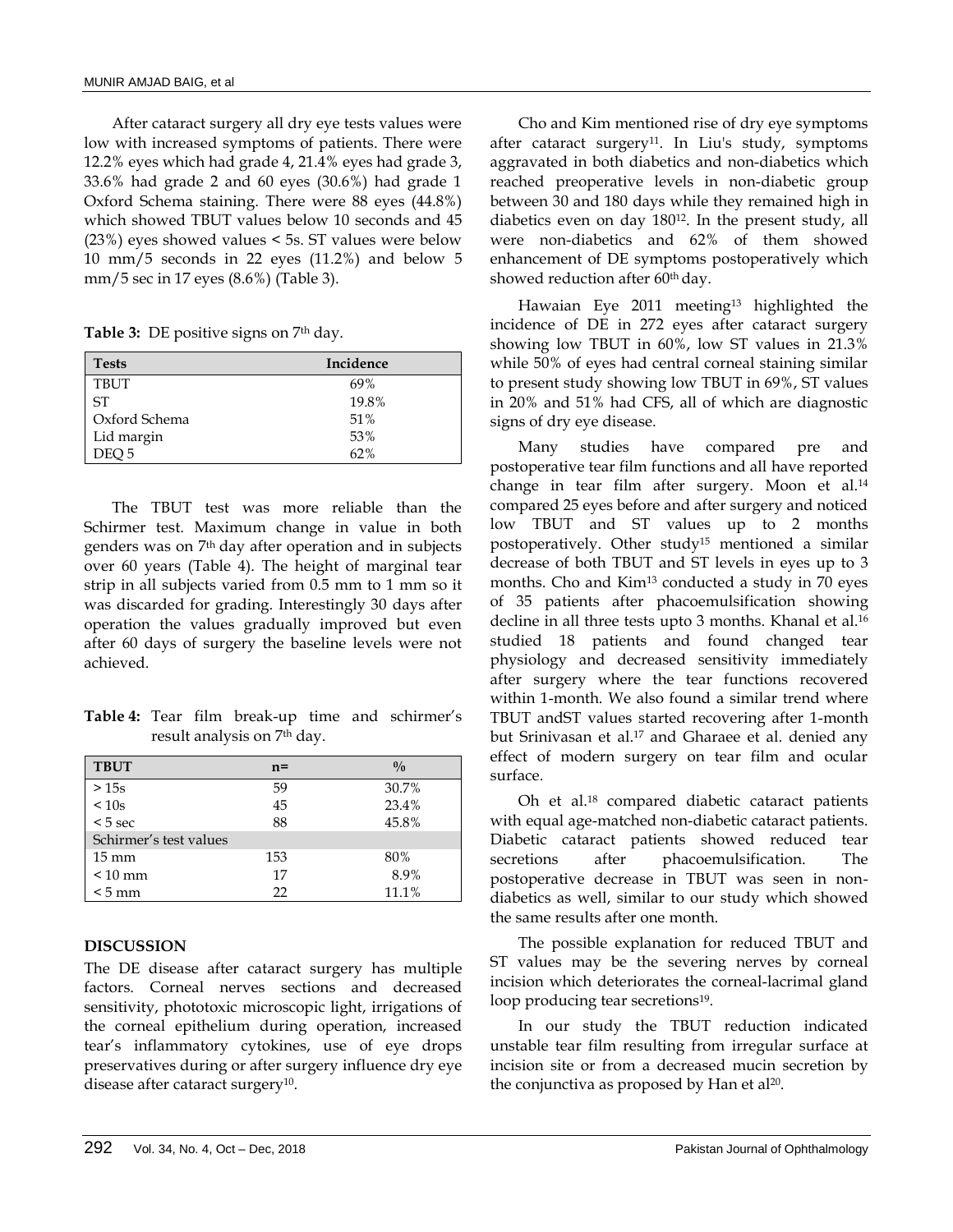After cataract surgery all dry eye tests values were low with increased symptoms of patients. There were 12.2% eyes which had grade 4, 21.4% eyes had grade 3, 33.6% had grade 2 and 60 eyes (30.6%) had grade 1 Oxford Schema staining. There were 88 eyes (44.8%) which showed TBUT values below 10 seconds and 45 (23%) eyes showed values < 5s. ST values were below 10 mm/5 seconds in 22 eyes (11.2%) and below 5 mm/5 sec in 17 eyes (8.6%) (Table 3).

**Table 3:** DE positive signs on 7th day.

| Tests | Incidence |
| --- | --- |
| TBUT | 69% |
| ST | 19.8% |
| Oxford Schema | 51% |
| Lid margin | 53% |
| DEQ 5 | 62% |

The TBUT test was more reliable than the Schirmer test. Maximum change in value in both genders was on 7th day after operation and in subjects over 60 years (Table 4). The height of marginal tear strip in all subjects varied from 0.5 mm to 1 mm so it was discarded for grading. Interestingly 30 days after operation the values gradually improved but even after 60 days of surgery the baseline levels were not achieved.

**Table 4:** Tear film break-up time and schirmer's result analysis on 7th day.

| TBUT | n= | % |
| --- | --- | --- |
| > 15s | 59 | 30.7% |
| < 10s | 45 | 23.4% |
| < 5 sec | 88 | 45.8% |
| Schirmer's test values | | |
| 15 mm | 153 | 80% |
| < 10 mm | 17 | 8.9% |
| < 5 mm | 22 | 11.1% |

## DISCUSSION

The DE disease after cataract surgery has multiple factors. Corneal nerves sections and decreased sensitivity, phototoxic microscopic light, irrigations of the corneal epithelium during operation, increased tear's inflammatory cytokines, use of eye drops preservatives during or after surgery influence dry eye disease after cataract surgery[10].

Cho and Kim mentioned rise of dry eye symptoms after cataract surgery[11]. In Liu's study, symptoms aggravated in both diabetics and non-diabetics which reached preoperative levels in non-diabetic group between 30 and 180 days while they remained high in diabetics even on day 180[12]. In the present study, all were non-diabetics and 62% of them showed enhancement of DE symptoms postoperatively which showed reduction after 60th day.

Hawaian Eye 2011 meeting[13] highlighted the incidence of DE in 272 eyes after cataract surgery showing low TBUT in 60%, low ST values in 21.3% while 50% of eyes had central corneal staining similar to present study showing low TBUT in 69%, ST values in 20% and 51% had CFS, all of which are diagnostic signs of dry eye disease.

Many studies have compared pre and postoperative tear film functions and all have reported change in tear film after surgery. Moon et al.[14] compared 25 eyes before and after surgery and noticed low TBUT and ST values up to 2 months postoperatively. Other study[15] mentioned a similar decrease of both TBUT and ST levels in eyes up to 3 months. Cho and Kim[13] conducted a study in 70 eyes of 35 patients after phacoemulsification showing decline in all three tests upto 3 months. Khanal et al.[16] studied 18 patients and found changed tear physiology and decreased sensitivity immediately after surgery where the tear functions recovered within 1-month. We also found a similar trend where TBUT andST values started recovering after 1-month but Srinivasan et al.[17] and Gharaee et al. denied any effect of modern surgery on tear film and ocular surface.

Oh et al.[18] compared diabetic cataract patients with equal age-matched non-diabetic cataract patients. Diabetic cataract patients showed reduced tear secretions after phacoemulsification. The postoperative decrease in TBUT was seen in non-diabetics as well, similar to our study which showed the same results after one month.

The possible explanation for reduced TBUT and ST values may be the severing nerves by corneal incision which deteriorates the corneal-lacrimal gland loop producing tear secretions[19].

In our study the TBUT reduction indicated unstable tear film resulting from irregular surface at incision site or from a decreased mucin secretion by the conjunctiva as proposed by Han et al[20].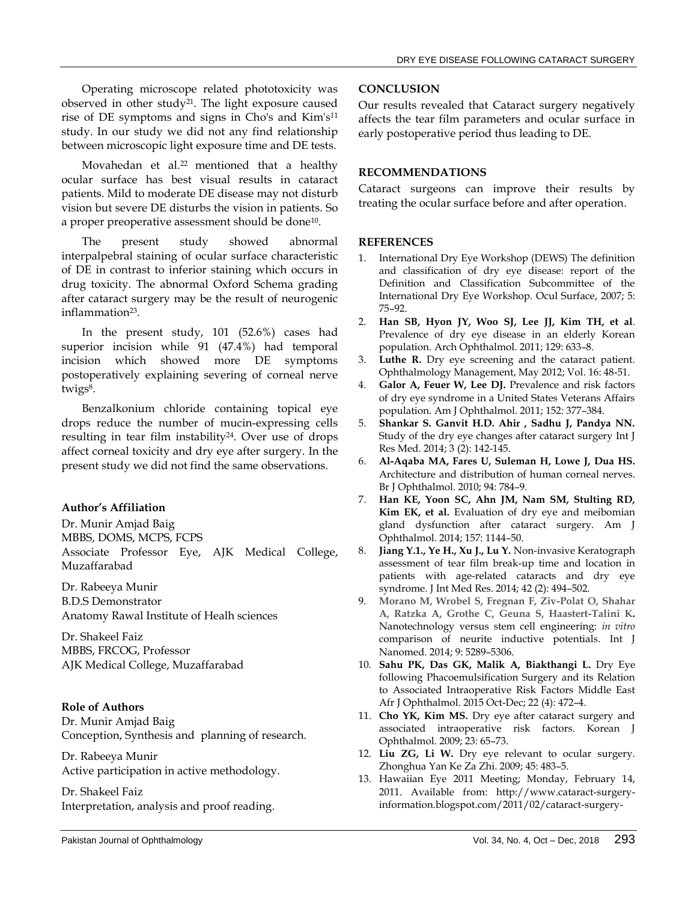Operating microscope related phototoxicity was observed in other study[21]. The light exposure caused rise of DE symptoms and signs in Cho's and Kim's[11] study. In our study we did not any find relationship between microscopic light exposure time and DE tests.

Movahedan et al.[22] mentioned that a healthy ocular surface has best visual results in cataract patients. Mild to moderate DE disease may not disturb vision but severe DE disturbs the vision in patients. So a proper preoperative assessment should be done[10].

The present study showed abnormal interpalpebral staining of ocular surface characteristic of DE in contrast to inferior staining which occurs in drug toxicity. The abnormal Oxford Schema grading after cataract surgery may be the result of neurogenic inflammation[23].

In the present study, 101 (52.6%) cases had superior incision while 91 (47.4%) had temporal incision which showed more DE symptoms postoperatively explaining severing of corneal nerve twigs[8].

Benzalkonium chloride containing topical eye drops reduce the number of mucin-expressing cells resulting in tear film instability[24]. Over use of drops affect corneal toxicity and dry eye after surgery. In the present study we did not find the same observations.

**Author's Affiliation**

Dr. Munir Amjad Baig
MBBS, DOMS, MCPS, FCPS
Associate Professor Eye, AJK Medical College, Muzaffarabad

Dr. Rabeeya Munir
B.D.S Demonstrator
Anatomy Rawal Institute of Healh sciences

Dr. Shakeel Faiz
MBBS, FRCOG, Professor
AJK Medical College, Muzaffarabad

**Role of Authors**

Dr. Munir Amjad Baig
Conception, Synthesis and planning of research.

Dr. Rabeeya Munir
Active participation in active methodology.

Dr. Shakeel Faiz
Interpretation, analysis and proof reading.

## CONCLUSION

Our results revealed that Cataract surgery negatively affects the tear film parameters and ocular surface in early postoperative period thus leading to DE.

## RECOMMENDATIONS

Cataract surgeons can improve their results by treating the ocular surface before and after operation.

## REFERENCES

1. International Dry Eye Workshop (DEWS) The definition and classification of dry eye disease: report of the Definition and Classification Subcommittee of the International Dry Eye Workshop. Ocul Surface, 2007; 5: 75–92.
2. **Han SB, Hyon JY, Woo SJ, Lee JJ, Kim TH, et al**. Prevalence of dry eye disease in an elderly Korean population. Arch Ophthalmol. 2011; 129: 633–8.
3. **Luthe R.** Dry eye screening and the cataract patient. Ophthalmology Management, May 2012; Vol. 16: 48-51.
4. **Galor A, Feuer W, Lee DJ.** Prevalence and risk factors of dry eye syndrome in a United States Veterans Affairs population. Am J Ophthalmol. 2011; 152: 377–384.
5. **Shankar S. Ganvit H.D. Ahir , Sadhu J, Pandya NN.** Study of the dry eye changes after cataract surgery Int J Res Med. 2014; 3 (2): 142-145.
6. **Al-Aqaba MA, Fares U, Suleman H, Lowe J, Dua HS.** Architecture and distribution of human corneal nerves. Br J Ophthalmol. 2010; 94: 784–9.
7. **Han KE, Yoon SC, Ahn JM, Nam SM, Stulting RD, Kim EK, et al.** Evaluation of dry eye and meibomian gland dysfunction after cataract surgery. Am J Ophthalmol. 2014; 157: 1144–50.
8. **Jiang Y.1., Ye H., Xu J., Lu Y.** Non-invasive Keratograph assessment of tear film break-up time and location in patients with age-related cataracts and dry eye syndrome. J Int Med Res. 2014; 42 (2): 494–502.
9. **Morano M, Wrobel S, Fregnan F, Ziv-Polat O, Shahar A, Ratzka A, Grothe C, Geuna S, Haastert-Talini K.** Nanotechnology versus stem cell engineering: *in vitro* comparison of neurite inductive potentials. Int J Nanomed. 2014; 9: 5289–5306.
10. **Sahu PK, Das GK, Malik A, Biakthangi L.** Dry Eye following Phacoemulsification Surgery and its Relation to Associated Intraoperative Risk Factors Middle East Afr J Ophthalmol. 2015 Oct-Dec; 22 (4): 472–4.
11. **Cho YK, Kim MS.** Dry eye after cataract surgery and associated intraoperative risk factors. Korean J Ophthalmol. 2009; 23: 65–73.
12. **Liu ZG, Li W.** Dry eye relevant to ocular surgery. Zhonghua Yan Ke Za Zhi. 2009; 45: 483–5.
13. Hawaiian Eye 2011 Meeting; Monday, February 14, 2011. Available from: http://www.cataract-surgery-information.blogspot.com/2011/02/cataract-surgery-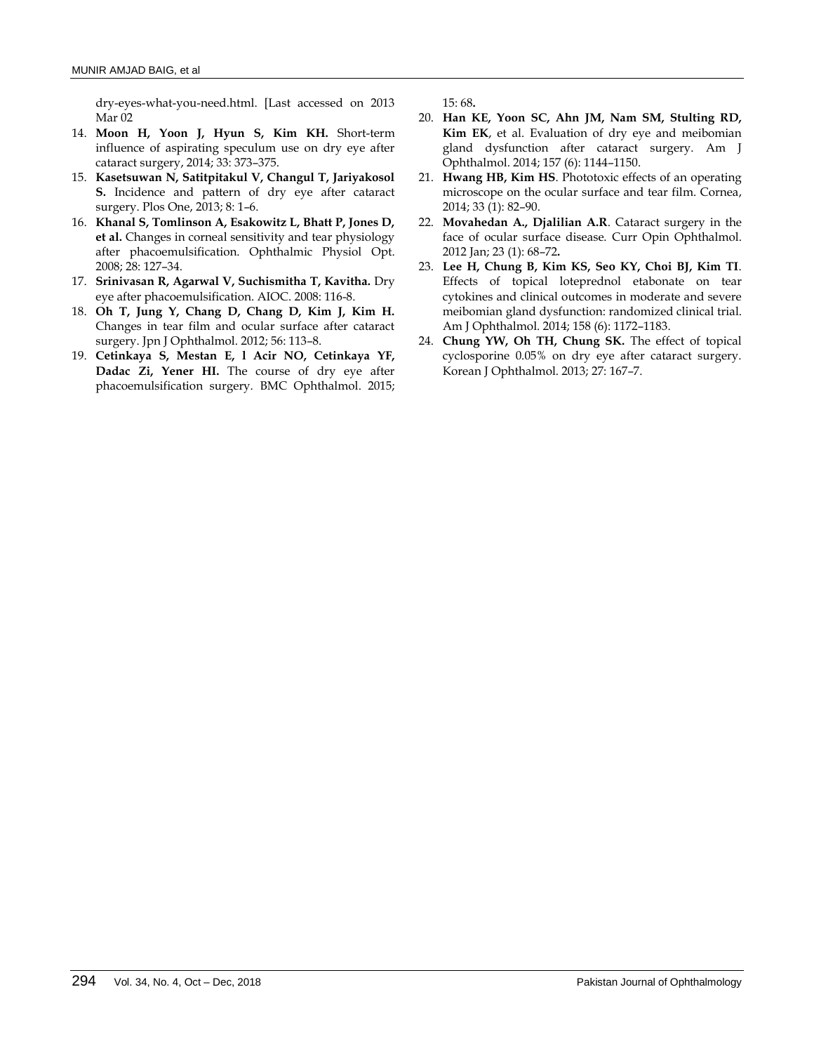dry-eyes-what-you-need.html. [Last accessed on 2013 Mar 02

14. **Moon H, Yoon J, Hyun S, Kim KH.** Short-term influence of aspirating speculum use on dry eye after cataract surgery, 2014; 33: 373–375.
15. **Kasetsuwan N, Satitpitakul V, Changul T, Jariyakosol S.** Incidence and pattern of dry eye after cataract surgery. Plos One, 2013; 8: 1–6.
16. **Khanal S, Tomlinson A, Esakowitz L, Bhatt P, Jones D, et al.** Changes in corneal sensitivity and tear physiology after phacoemulsification. Ophthalmic Physiol Opt. 2008; 28: 127–34.
17. **Srinivasan R, Agarwal V, Suchismitha T, Kavitha.** Dry eye after phacoemulsification. AIOC. 2008: 116-8.
18. **Oh T, Jung Y, Chang D, Chang D, Kim J, Kim H.** Changes in tear film and ocular surface after cataract surgery. Jpn J Ophthalmol. 2012; 56: 113–8.
19. **Cetinkaya S, Mestan E, l Acir NO, Cetinkaya YF, Dadac Zi, Yener HI.** The course of dry eye after phacoemulsification surgery. BMC Ophthalmol. 2015; 15: 68**.**
20. **Han KE, Yoon SC, Ahn JM, Nam SM, Stulting RD, Kim EK**, et al. Evaluation of dry eye and meibomian gland dysfunction after cataract surgery. Am J Ophthalmol. 2014; 157 (6): 1144–1150.
21. **Hwang HB, Kim HS**. Phototoxic effects of an operating microscope on the ocular surface and tear film. Cornea, 2014; 33 (1): 82–90.
22. **Movahedan A., Djalilian A.R**. Cataract surgery in the face of ocular surface disease. Curr Opin Ophthalmol. 2012 Jan; 23 (1): 68–72**.**
23. **Lee H, Chung B, Kim KS, Seo KY, Choi BJ, Kim TI**. Effects of topical loteprednol etabonate on tear cytokines and clinical outcomes in moderate and severe meibomian gland dysfunction: randomized clinical trial. Am J Ophthalmol. 2014; 158 (6): 1172–1183.
24. **Chung YW, Oh TH, Chung SK.** The effect of topical cyclosporine 0.05% on dry eye after cataract surgery. Korean J Ophthalmol. 2013; 27: 167–7.